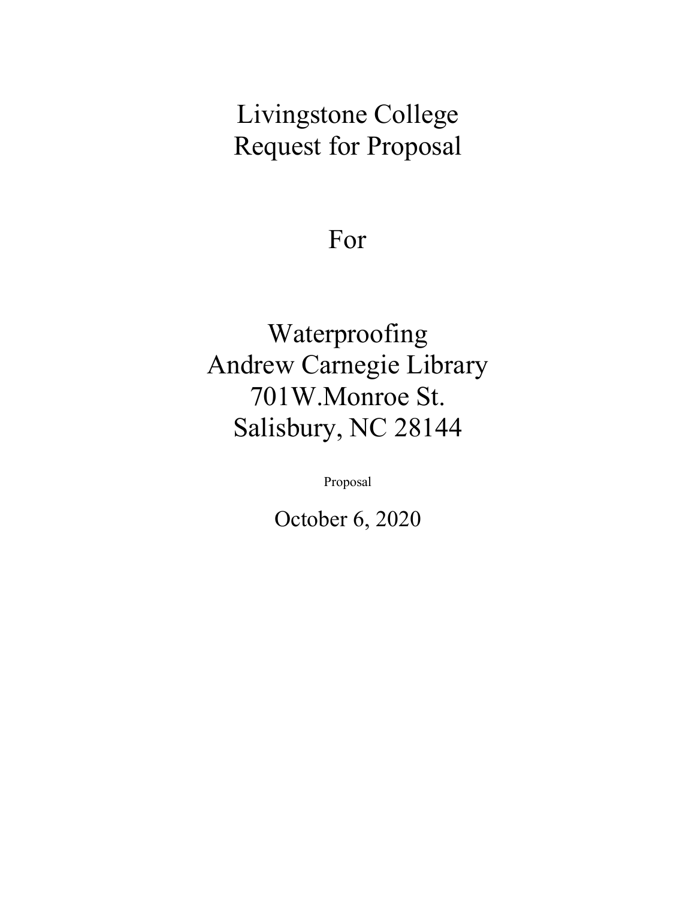# Livingstone College
# Request for Proposal

# For

# Waterproofing
# Andrew Carnegie Library
# 701W.Monroe St.
# Salisbury, NC 28144

Proposal

October 6, 2020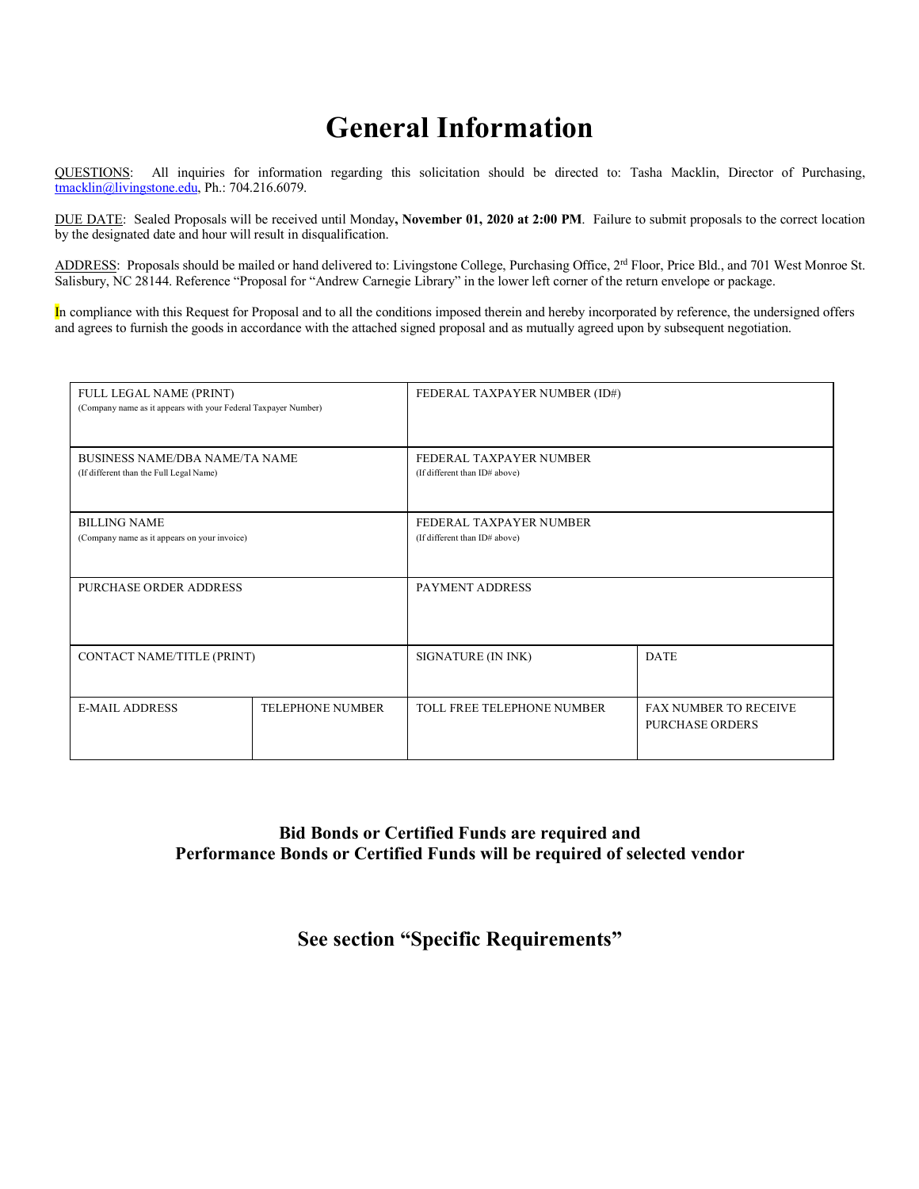# General Information

QUESTIONS: All inquiries for information regarding this solicitation should be directed to: Tasha Macklin, Director of Purchasing, tmacklin@livingstone.edu, Ph.: 704.216.6079.

DUE DATE: Sealed Proposals will be received until Monday**, November 01, 2020 at 2:00 PM**. Failure to submit proposals to the correct location by the designated date and hour will result in disqualification.

ADDRESS: Proposals should be mailed or hand delivered to: Livingstone College, Purchasing Office, 2nd Floor, Price Bld., and 701 West Monroe St. Salisbury, NC 28144. Reference "Proposal for "Andrew Carnegie Library" in the lower left corner of the return envelope or package.

In compliance with this Request for Proposal and to all the conditions imposed therein and hereby incorporated by reference, the undersigned offers and agrees to furnish the goods in accordance with the attached signed proposal and as mutually agreed upon by subsequent negotiation.

| FULL LEGAL NAME (PRINT) (Company name as it appears with your Federal Taxpayer Number) | | FEDERAL TAXPAYER NUMBER (ID#) | |
|---|---|---|---|
| BUSINESS NAME/DBA NAME/TA NAME (If different than the Full Legal Name) | | FEDERAL TAXPAYER NUMBER (If different than ID# above) | |
| BILLING NAME (Company name as it appears on your invoice) | | FEDERAL TAXPAYER NUMBER (If different than ID# above) | |
| PURCHASE ORDER ADDRESS | | PAYMENT ADDRESS | |
| CONTACT NAME/TITLE (PRINT) | | SIGNATURE (IN INK) | DATE |
| E-MAIL ADDRESS | TELEPHONE NUMBER | TOLL FREE TELEPHONE NUMBER | FAX NUMBER TO RECEIVE PURCHASE ORDERS |

**Bid Bonds or Certified Funds are required and**
**Performance Bonds or Certified Funds will be required of selected vendor**

**See section "Specific Requirements"**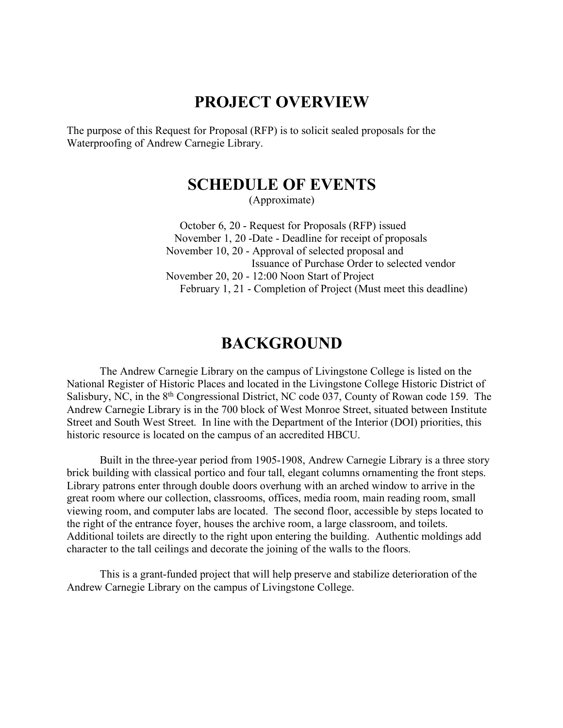## PROJECT OVERVIEW

The purpose of this Request for Proposal (RFP) is to solicit sealed proposals for the Waterproofing of Andrew Carnegie Library.

## SCHEDULE OF EVENTS

(Approximate)

October 6, 20 - Request for Proposals (RFP) issued
November 1, 20 -Date - Deadline for receipt of proposals
November 10, 20 - Approval of selected proposal and Issuance of Purchase Order to selected vendor
November 20, 20 - 12:00 Noon Start of Project
February 1, 21 - Completion of Project (Must meet this deadline)

## BACKGROUND

The Andrew Carnegie Library on the campus of Livingstone College is listed on the National Register of Historic Places and located in the Livingstone College Historic District of Salisbury, NC, in the 8th Congressional District, NC code 037, County of Rowan code 159. The Andrew Carnegie Library is in the 700 block of West Monroe Street, situated between Institute Street and South West Street. In line with the Department of the Interior (DOI) priorities, this historic resource is located on the campus of an accredited HBCU.

Built in the three-year period from 1905-1908, Andrew Carnegie Library is a three story brick building with classical portico and four tall, elegant columns ornamenting the front steps. Library patrons enter through double doors overhung with an arched window to arrive in the great room where our collection, classrooms, offices, media room, main reading room, small viewing room, and computer labs are located. The second floor, accessible by steps located to the right of the entrance foyer, houses the archive room, a large classroom, and toilets. Additional toilets are directly to the right upon entering the building. Authentic moldings add character to the tall ceilings and decorate the joining of the walls to the floors.

This is a grant-funded project that will help preserve and stabilize deterioration of the Andrew Carnegie Library on the campus of Livingstone College.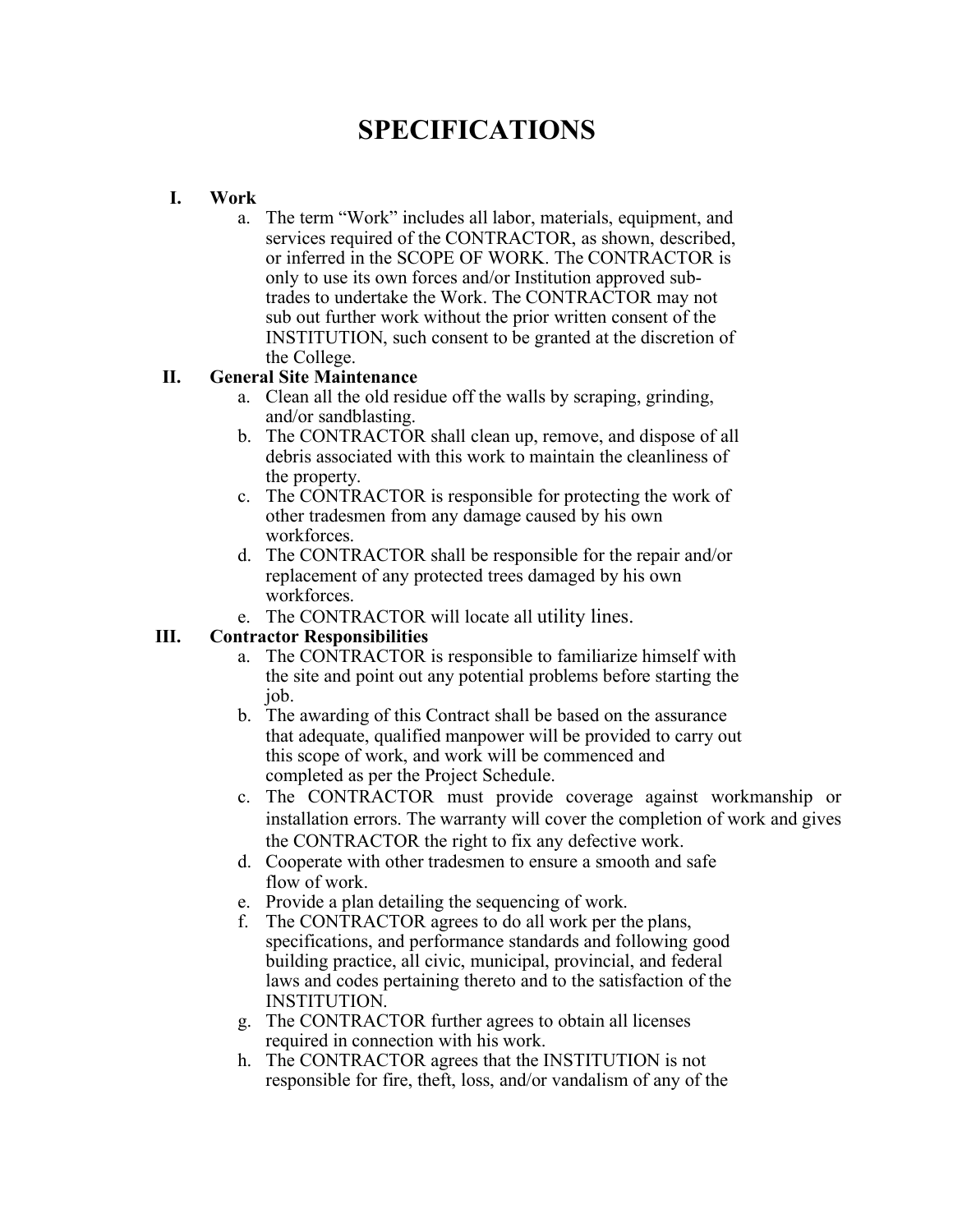# SPECIFICATIONS

I. **Work**

a. The term "Work" includes all labor, materials, equipment, and services required of the CONTRACTOR, as shown, described, or inferred in the SCOPE OF WORK. The CONTRACTOR is only to use its own forces and/or Institution approved sub-trades to undertake the Work. The CONTRACTOR may not sub out further work without the prior written consent of the INSTITUTION, such consent to be granted at the discretion of the College.

II. **General Site Maintenance**

a. Clean all the old residue off the walls by scraping, grinding, and/or sandblasting.
b. The CONTRACTOR shall clean up, remove, and dispose of all debris associated with this work to maintain the cleanliness of the property.
c. The CONTRACTOR is responsible for protecting the work of other tradesmen from any damage caused by his own workforces.
d. The CONTRACTOR shall be responsible for the repair and/or replacement of any protected trees damaged by his own workforces.
e. The CONTRACTOR will locate all utility lines.

III. **Contractor Responsibilities**

a. The CONTRACTOR is responsible to familiarize himself with the site and point out any potential problems before starting the job.
b. The awarding of this Contract shall be based on the assurance that adequate, qualified manpower will be provided to carry out this scope of work, and work will be commenced and completed as per the Project Schedule.
c. The CONTRACTOR must provide coverage against workmanship or installation errors. The warranty will cover the completion of work and gives the CONTRACTOR the right to fix any defective work.
d. Cooperate with other tradesmen to ensure a smooth and safe flow of work.
e. Provide a plan detailing the sequencing of work.
f. The CONTRACTOR agrees to do all work per the plans, specifications, and performance standards and following good building practice, all civic, municipal, provincial, and federal laws and codes pertaining thereto and to the satisfaction of the INSTITUTION.
g. The CONTRACTOR further agrees to obtain all licenses required in connection with his work.
h. The CONTRACTOR agrees that the INSTITUTION is not responsible for fire, theft, loss, and/or vandalism of any of the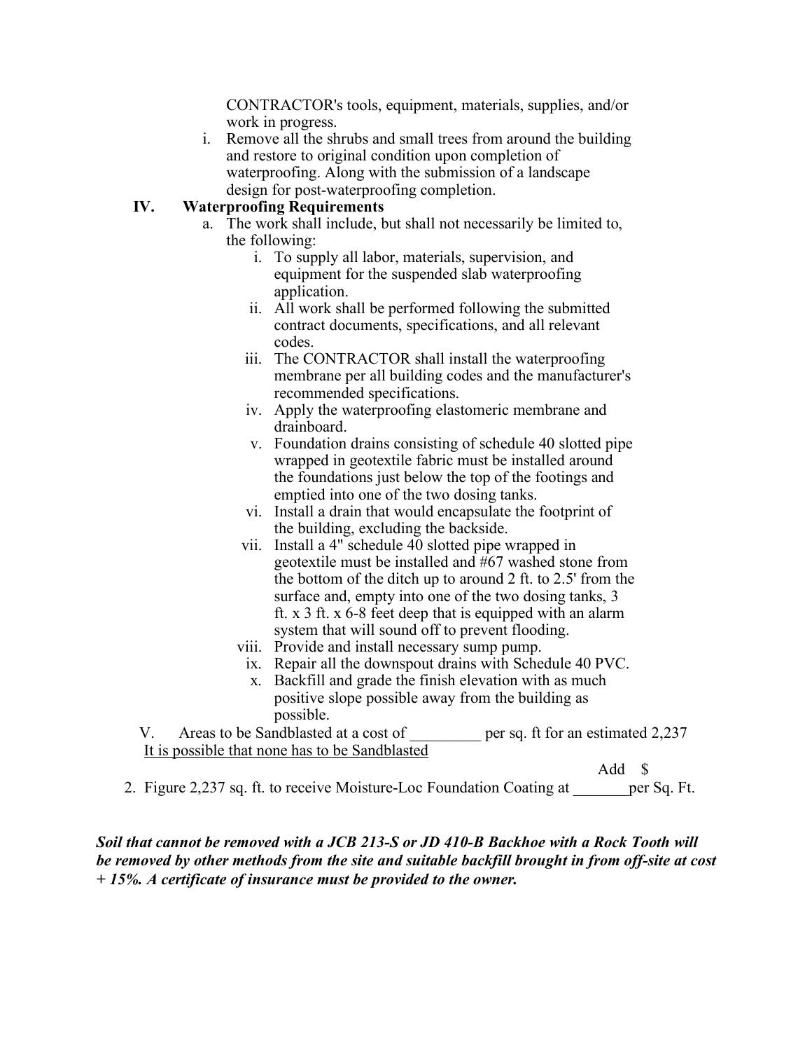CONTRACTOR's tools, equipment, materials, supplies, and/or work in progress.

i. Remove all the shrubs and small trees from around the building and restore to original condition upon completion of waterproofing. Along with the submission of a landscape design for post-waterproofing completion.

**IV. Waterproofing Requirements**

a. The work shall include, but shall not necessarily be limited to, the following:

   i. To supply all labor, materials, supervision, and equipment for the suspended slab waterproofing application.
   ii. All work shall be performed following the submitted contract documents, specifications, and all relevant codes.
   iii. The CONTRACTOR shall install the waterproofing membrane per all building codes and the manufacturer's recommended specifications.
   iv. Apply the waterproofing elastomeric membrane and drainboard.
   v. Foundation drains consisting of schedule 40 slotted pipe wrapped in geotextile fabric must be installed around the foundations just below the top of the footings and emptied into one of the two dosing tanks.
   vi. Install a drain that would encapsulate the footprint of the building, excluding the backside.
   vii. Install a 4" schedule 40 slotted pipe wrapped in geotextile must be installed and #67 washed stone from the bottom of the ditch up to around 2 ft. to 2.5' from the surface and, empty into one of the two dosing tanks, 3 ft. x 3 ft. x 6-8 feet deep that is equipped with an alarm system that will sound off to prevent flooding.
   viii. Provide and install necessary sump pump.
   ix. Repair all the downspout drains with Schedule 40 PVC.
   x. Backfill and grade the finish elevation with as much positive slope possible away from the building as possible.

V. Areas to be Sandblasted at a cost of _________ per sq. ft for an estimated 2,237

<u>It is possible that none has to be Sandblasted</u>

Add $

2. Figure 2,237 sq. ft. to receive Moisture-Loc Foundation Coating at _______per Sq. Ft.

***Soil that cannot be removed with a JCB 213-S or JD 410-B Backhoe with a Rock Tooth will be removed by other methods from the site and suitable backfill brought in from off-site at cost + 15%. A certificate of insurance must be provided to the owner.***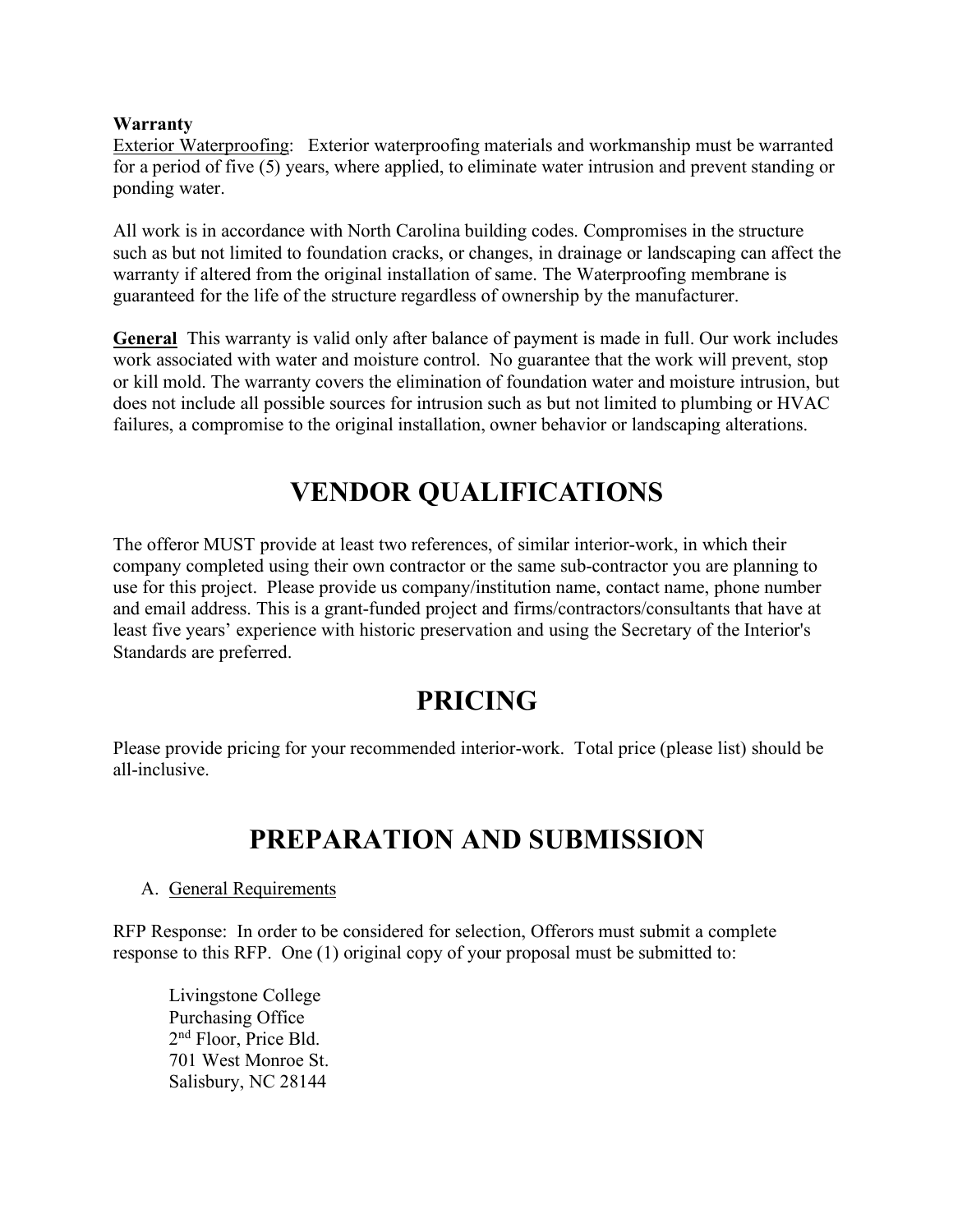**Warranty**

Exterior Waterproofing: Exterior waterproofing materials and workmanship must be warranted for a period of five (5) years, where applied, to eliminate water intrusion and prevent standing or ponding water.

All work is in accordance with North Carolina building codes. Compromises in the structure such as but not limited to foundation cracks, or changes, in drainage or landscaping can affect the warranty if altered from the original installation of same. The Waterproofing membrane is guaranteed for the life of the structure regardless of ownership by the manufacturer.

**General** This warranty is valid only after balance of payment is made in full. Our work includes work associated with water and moisture control. No guarantee that the work will prevent, stop or kill mold. The warranty covers the elimination of foundation water and moisture intrusion, but does not include all possible sources for intrusion such as but not limited to plumbing or HVAC failures, a compromise to the original installation, owner behavior or landscaping alterations.

# VENDOR QUALIFICATIONS

The offeror MUST provide at least two references, of similar interior-work, in which their company completed using their own contractor or the same sub-contractor you are planning to use for this project. Please provide us company/institution name, contact name, phone number and email address. This is a grant-funded project and firms/contractors/consultants that have at least five years' experience with historic preservation and using the Secretary of the Interior's Standards are preferred.

# PRICING

Please provide pricing for your recommended interior-work. Total price (please list) should be all-inclusive.

# PREPARATION AND SUBMISSION

A. General Requirements

RFP Response: In order to be considered for selection, Offerors must submit a complete response to this RFP. One (1) original copy of your proposal must be submitted to:

Livingstone College
Purchasing Office
2nd Floor, Price Bld.
701 West Monroe St.
Salisbury, NC 28144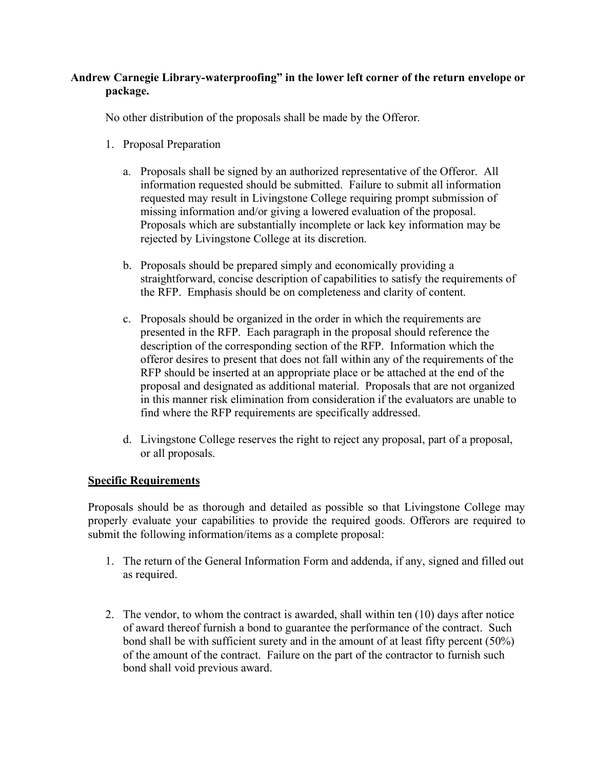**Andrew Carnegie Library-waterproofing" in the lower left corner of the return envelope or package.**

No other distribution of the proposals shall be made by the Offeror.

1. Proposal Preparation

   a. Proposals shall be signed by an authorized representative of the Offeror. All information requested should be submitted. Failure to submit all information requested may result in Livingstone College requiring prompt submission of missing information and/or giving a lowered evaluation of the proposal. Proposals which are substantially incomplete or lack key information may be rejected by Livingstone College at its discretion.

   b. Proposals should be prepared simply and economically providing a straightforward, concise description of capabilities to satisfy the requirements of the RFP. Emphasis should be on completeness and clarity of content.

   c. Proposals should be organized in the order in which the requirements are presented in the RFP. Each paragraph in the proposal should reference the description of the corresponding section of the RFP. Information which the offeror desires to present that does not fall within any of the requirements of the RFP should be inserted at an appropriate place or be attached at the end of the proposal and designated as additional material. Proposals that are not organized in this manner risk elimination from consideration if the evaluators are unable to find where the RFP requirements are specifically addressed.

   d. Livingstone College reserves the right to reject any proposal, part of a proposal, or all proposals.

**Specific Requirements**

Proposals should be as thorough and detailed as possible so that Livingstone College may properly evaluate your capabilities to provide the required goods. Offerors are required to submit the following information/items as a complete proposal:

1. The return of the General Information Form and addenda, if any, signed and filled out as required.

2. The vendor, to whom the contract is awarded, shall within ten (10) days after notice of award thereof furnish a bond to guarantee the performance of the contract. Such bond shall be with sufficient surety and in the amount of at least fifty percent (50%) of the amount of the contract. Failure on the part of the contractor to furnish such bond shall void previous award.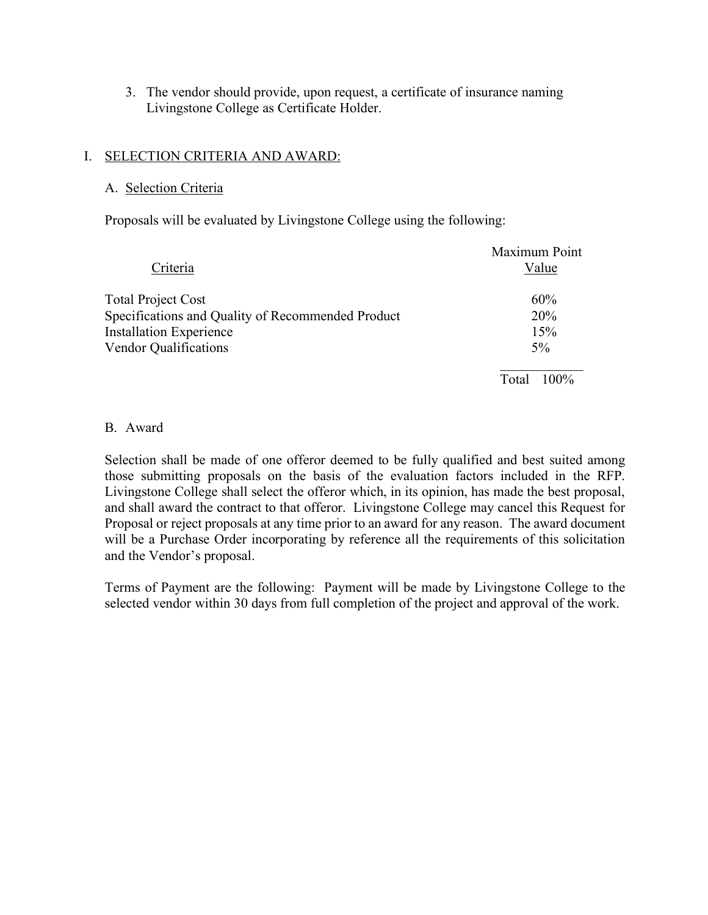3. The vendor should provide, upon request, a certificate of insurance naming Livingstone College as Certificate Holder.

## I. SELECTION CRITERIA AND AWARD:

### A. Selection Criteria

Proposals will be evaluated by Livingstone College using the following:

| Criteria | Maximum Point Value |
|---|---|
| Total Project Cost | 60% |
| Specifications and Quality of Recommended Product | 20% |
| Installation Experience | 15% |
| Vendor Qualifications | 5% |
| | Total 100% |

### B. Award

Selection shall be made of one offeror deemed to be fully qualified and best suited among those submitting proposals on the basis of the evaluation factors included in the RFP. Livingstone College shall select the offeror which, in its opinion, has made the best proposal, and shall award the contract to that offeror. Livingstone College may cancel this Request for Proposal or reject proposals at any time prior to an award for any reason. The award document will be a Purchase Order incorporating by reference all the requirements of this solicitation and the Vendor's proposal.

Terms of Payment are the following: Payment will be made by Livingstone College to the selected vendor within 30 days from full completion of the project and approval of the work.